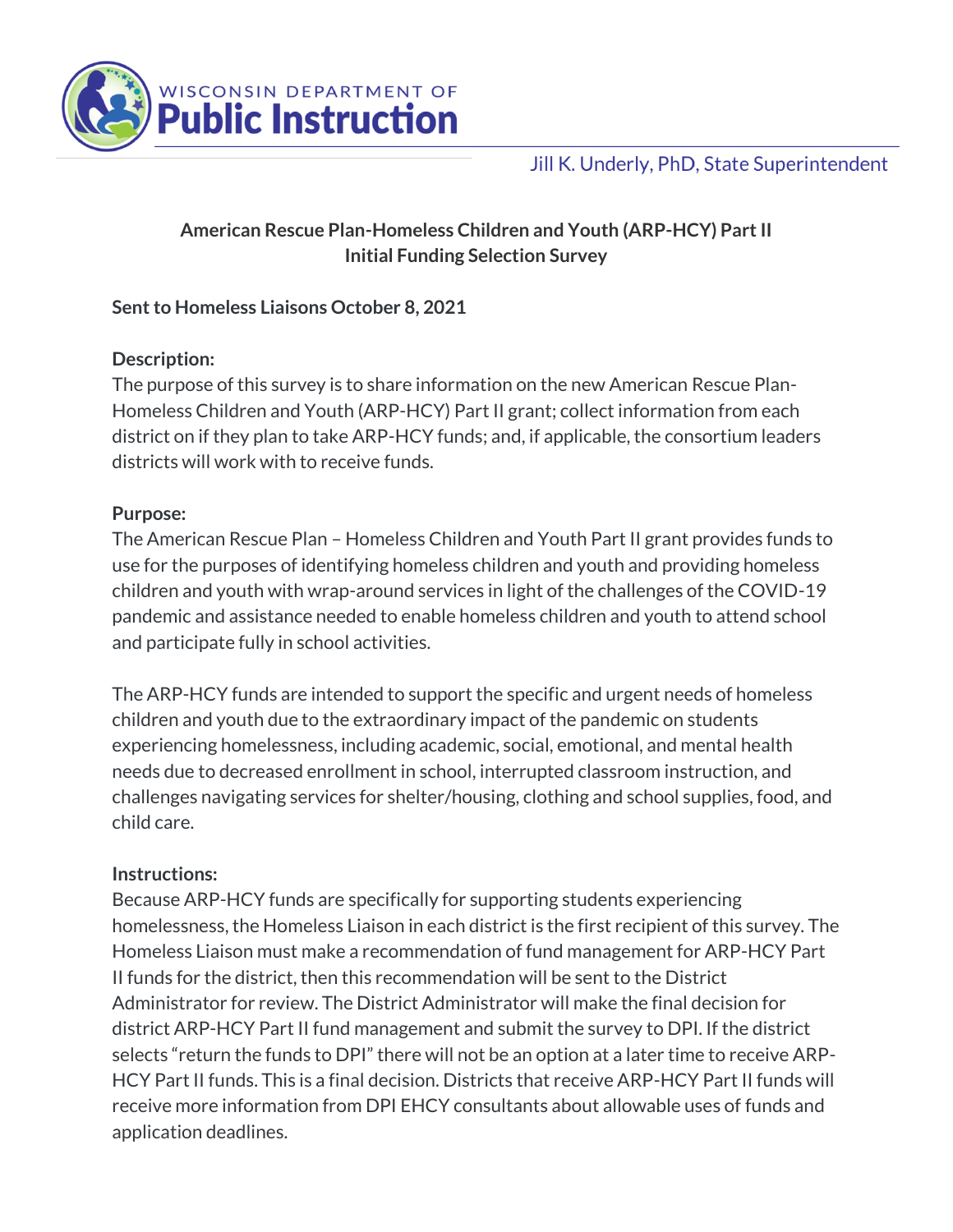WISCONSIN DEPARTMENT OF
**Public Instruction**

Jill K. Underly, PhD, State Superintendent

**American Rescue Plan-Homeless Children and Youth (ARP-HCY) Part II**
**Initial Funding Selection Survey**

**Sent to Homeless Liaisons October 8, 2021**

**Description:**
The purpose of this survey is to share information on the new American Rescue Plan-Homeless Children and Youth (ARP-HCY) Part II grant; collect information from each district on if they plan to take ARP-HCY funds; and, if applicable, the consortium leaders districts will work with to receive funds.

**Purpose:**
The American Rescue Plan – Homeless Children and Youth Part II grant provides funds to use for the purposes of identifying homeless children and youth and providing homeless children and youth with wrap-around services in light of the challenges of the COVID-19 pandemic and assistance needed to enable homeless children and youth to attend school and participate fully in school activities.

The ARP-HCY funds are intended to support the specific and urgent needs of homeless children and youth due to the extraordinary impact of the pandemic on students experiencing homelessness, including academic, social, emotional, and mental health needs due to decreased enrollment in school, interrupted classroom instruction, and challenges navigating services for shelter/housing, clothing and school supplies, food, and child care.

**Instructions:**
Because ARP-HCY funds are specifically for supporting students experiencing homelessness, the Homeless Liaison in each district is the first recipient of this survey. The Homeless Liaison must make a recommendation of fund management for ARP-HCY Part II funds for the district, then this recommendation will be sent to the District Administrator for review. The District Administrator will make the final decision for district ARP-HCY Part II fund management and submit the survey to DPI. If the district selects "return the funds to DPI" there will not be an option at a later time to receive ARP-HCY Part II funds. This is a final decision. Districts that receive ARP-HCY Part II funds will receive more information from DPI EHCY consultants about allowable uses of funds and application deadlines.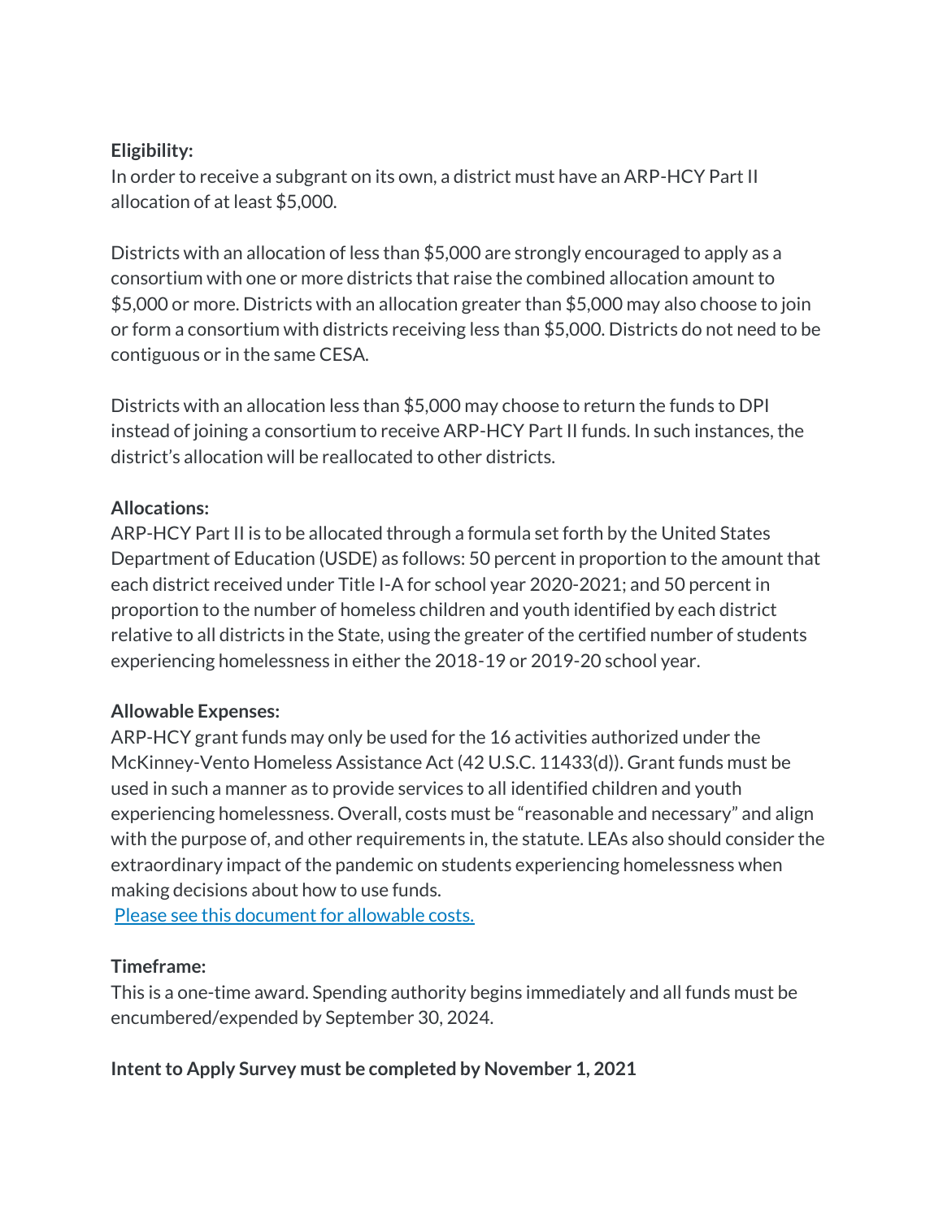**Eligibility:**
In order to receive a subgrant on its own, a district must have an ARP-HCY Part II allocation of at least $5,000.

Districts with an allocation of less than $5,000 are strongly encouraged to apply as a consortium with one or more districts that raise the combined allocation amount to $5,000 or more. Districts with an allocation greater than $5,000 may also choose to join or form a consortium with districts receiving less than $5,000. Districts do not need to be contiguous or in the same CESA.

Districts with an allocation less than $5,000 may choose to return the funds to DPI instead of joining a consortium to receive ARP-HCY Part II funds. In such instances, the district's allocation will be reallocated to other districts.

**Allocations:**
ARP-HCY Part II is to be allocated through a formula set forth by the United States Department of Education (USDE) as follows: 50 percent in proportion to the amount that each district received under Title I-A for school year 2020-2021; and 50 percent in proportion to the number of homeless children and youth identified by each district relative to all districts in the State, using the greater of the certified number of students experiencing homelessness in either the 2018-19 or 2019-20 school year.

**Allowable Expenses:**
ARP-HCY grant funds may only be used for the 16 activities authorized under the McKinney-Vento Homeless Assistance Act (42 U.S.C. 11433(d)). Grant funds must be used in such a manner as to provide services to all identified children and youth experiencing homelessness. Overall, costs must be "reasonable and necessary" and align with the purpose of, and other requirements in, the statute. LEAs also should consider the extraordinary impact of the pandemic on students experiencing homelessness when making decisions about how to use funds.
Please see this document for allowable costs.

**Timeframe:**
This is a one-time award. Spending authority begins immediately and all funds must be encumbered/expended by September 30, 2024.

**Intent to Apply Survey must be completed by November 1, 2021**